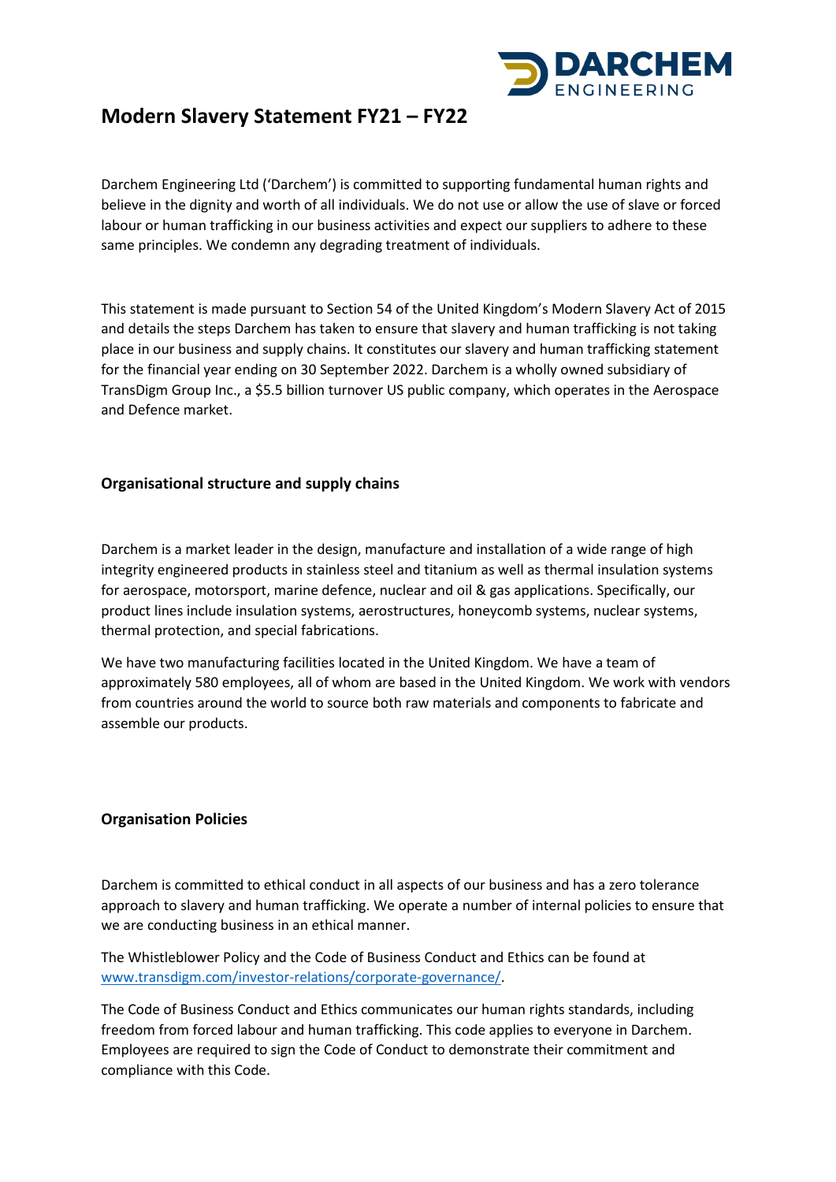# Modern Slavery Statement FY21 – FY22

Darchem Engineering Ltd ('Darchem') is committed to supporting fundamental human rights and believe in the dignity and worth of all individuals. We do not use or allow the use of slave or forced labour or human trafficking in our business activities and expect our suppliers to adhere to these same principles. We condemn any degrading treatment of individuals.

This statement is made pursuant to Section 54 of the United Kingdom's Modern Slavery Act of 2015 and details the steps Darchem has taken to ensure that slavery and human trafficking is not taking place in our business and supply chains. It constitutes our slavery and human trafficking statement for the financial year ending on 30 September 2022. Darchem is a wholly owned subsidiary of TransDigm Group Inc., a $5.5 billion turnover US public company, which operates in the Aerospace and Defence market.

## Organisational structure and supply chains

Darchem is a market leader in the design, manufacture and installation of a wide range of high integrity engineered products in stainless steel and titanium as well as thermal insulation systems for aerospace, motorsport, marine defence, nuclear and oil & gas applications. Specifically, our product lines include insulation systems, aerostructures, honeycomb systems, nuclear systems, thermal protection, and special fabrications.

We have two manufacturing facilities located in the United Kingdom. We have a team of approximately 580 employees, all of whom are based in the United Kingdom. We work with vendors from countries around the world to source both raw materials and components to fabricate and assemble our products.

## Organisation Policies

Darchem is committed to ethical conduct in all aspects of our business and has a zero tolerance approach to slavery and human trafficking. We operate a number of internal policies to ensure that we are conducting business in an ethical manner.

The Whistleblower Policy and the Code of Business Conduct and Ethics can be found at [www.transdigm.com/investor-relations/corporate-governance/](www.transdigm.com/investor-relations/corporate-governance/).

The Code of Business Conduct and Ethics communicates our human rights standards, including freedom from forced labour and human trafficking. This code applies to everyone in Darchem. Employees are required to sign the Code of Conduct to demonstrate their commitment and compliance with this Code.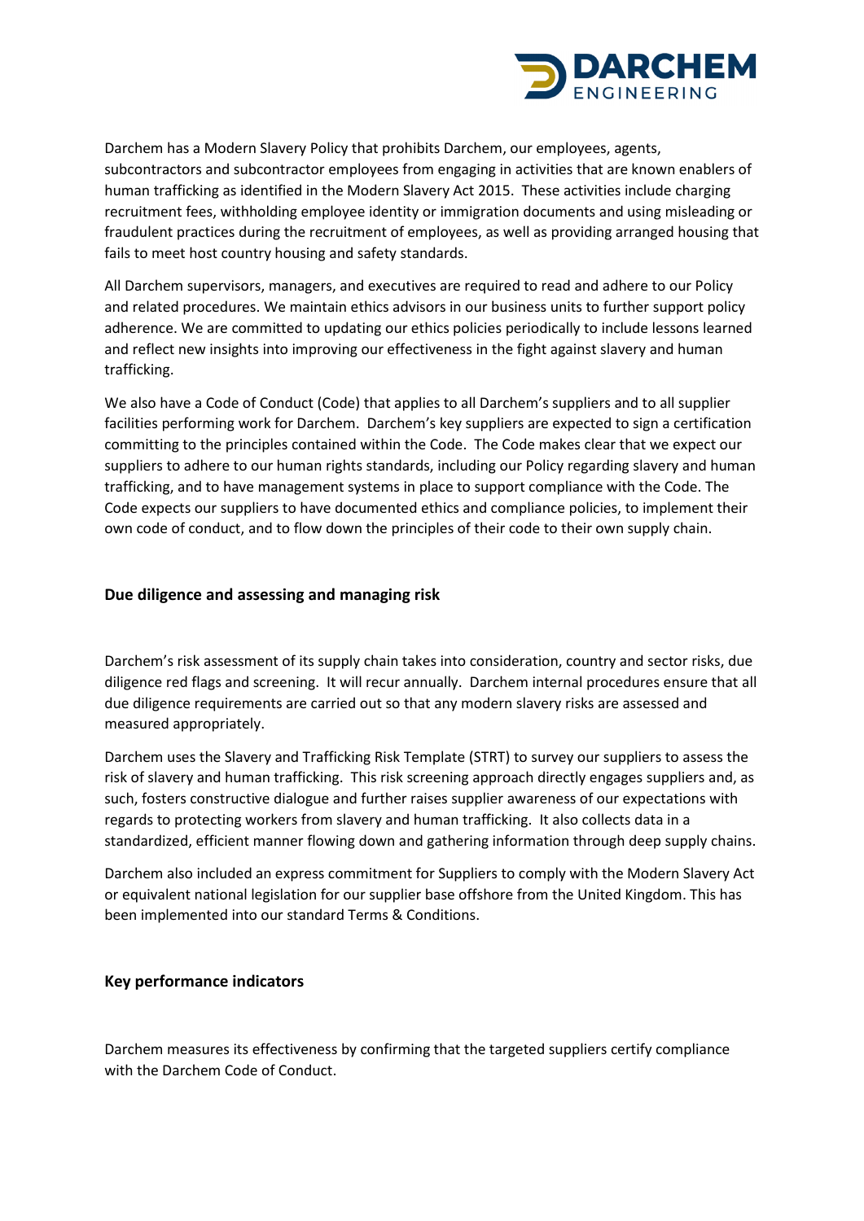Darchem has a Modern Slavery Policy that prohibits Darchem, our employees, agents, subcontractors and subcontractor employees from engaging in activities that are known enablers of human trafficking as identified in the Modern Slavery Act 2015. These activities include charging recruitment fees, withholding employee identity or immigration documents and using misleading or fraudulent practices during the recruitment of employees, as well as providing arranged housing that fails to meet host country housing and safety standards.

All Darchem supervisors, managers, and executives are required to read and adhere to our Policy and related procedures. We maintain ethics advisors in our business units to further support policy adherence. We are committed to updating our ethics policies periodically to include lessons learned and reflect new insights into improving our effectiveness in the fight against slavery and human trafficking.

We also have a Code of Conduct (Code) that applies to all Darchem's suppliers and to all supplier facilities performing work for Darchem. Darchem's key suppliers are expected to sign a certification committing to the principles contained within the Code. The Code makes clear that we expect our suppliers to adhere to our human rights standards, including our Policy regarding slavery and human trafficking, and to have management systems in place to support compliance with the Code. The Code expects our suppliers to have documented ethics and compliance policies, to implement their own code of conduct, and to flow down the principles of their code to their own supply chain.

## Due diligence and assessing and managing risk

Darchem's risk assessment of its supply chain takes into consideration, country and sector risks, due diligence red flags and screening. It will recur annually. Darchem internal procedures ensure that all due diligence requirements are carried out so that any modern slavery risks are assessed and measured appropriately.

Darchem uses the Slavery and Trafficking Risk Template (STRT) to survey our suppliers to assess the risk of slavery and human trafficking. This risk screening approach directly engages suppliers and, as such, fosters constructive dialogue and further raises supplier awareness of our expectations with regards to protecting workers from slavery and human trafficking. It also collects data in a standardized, efficient manner flowing down and gathering information through deep supply chains.

Darchem also included an express commitment for Suppliers to comply with the Modern Slavery Act or equivalent national legislation for our supplier base offshore from the United Kingdom. This has been implemented into our standard Terms & Conditions.

## Key performance indicators

Darchem measures its effectiveness by confirming that the targeted suppliers certify compliance with the Darchem Code of Conduct.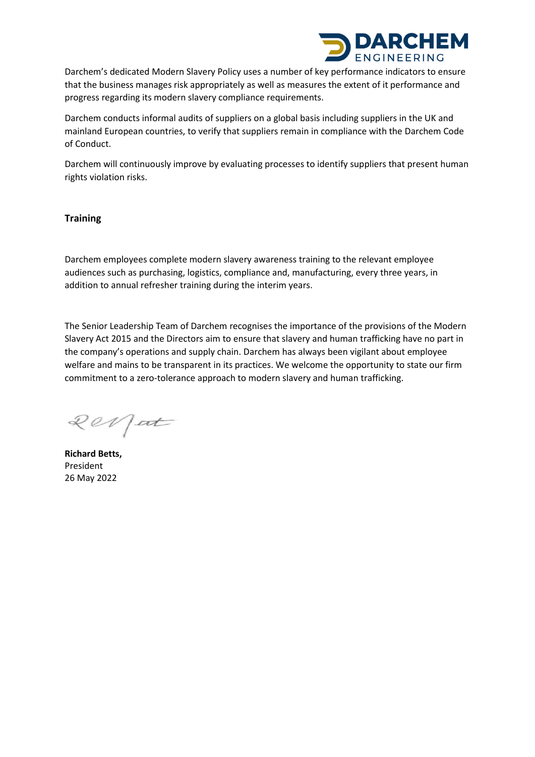Darchem's dedicated Modern Slavery Policy uses a number of key performance indicators to ensure that the business manages risk appropriately as well as measures the extent of it performance and progress regarding its modern slavery compliance requirements.

Darchem conducts informal audits of suppliers on a global basis including suppliers in the UK and mainland European countries, to verify that suppliers remain in compliance with the Darchem Code of Conduct.

Darchem will continuously improve by evaluating processes to identify suppliers that present human rights violation risks.

## Training

Darchem employees complete modern slavery awareness training to the relevant employee audiences such as purchasing, logistics, compliance and, manufacturing, every three years, in addition to annual refresher training during the interim years.

The Senior Leadership Team of Darchem recognises the importance of the provisions of the Modern Slavery Act 2015 and the Directors aim to ensure that slavery and human trafficking have no part in the company's operations and supply chain. Darchem has always been vigilant about employee welfare and mains to be transparent in its practices. We welcome the opportunity to state our firm commitment to a zero-tolerance approach to modern slavery and human trafficking.

**Richard Betts,**
President
26 May 2022